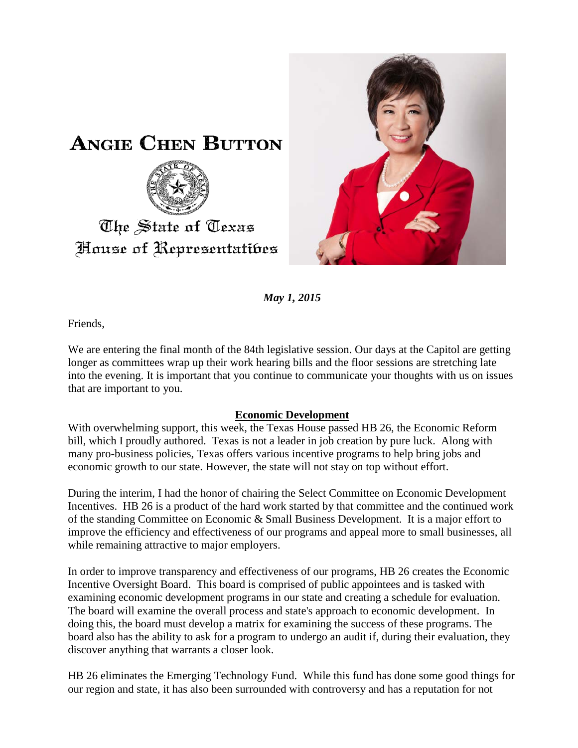# ANGIE CHEN BUTTON

The State of Texas
House of Representatives

***May 1, 2015***

Friends,

We are entering the final month of the 84th legislative session. Our days at the Capitol are getting longer as committees wrap up their work hearing bills and the floor sessions are stretching late into the evening. It is important that you continue to communicate your thoughts with us on issues that are important to you.

## Economic Development

With overwhelming support, this week, the Texas House passed HB 26, the Economic Reform bill, which I proudly authored. Texas is not a leader in job creation by pure luck. Along with many pro-business policies, Texas offers various incentive programs to help bring jobs and economic growth to our state. However, the state will not stay on top without effort.

During the interim, I had the honor of chairing the Select Committee on Economic Development Incentives. HB 26 is a product of the hard work started by that committee and the continued work of the standing Committee on Economic & Small Business Development. It is a major effort to improve the efficiency and effectiveness of our programs and appeal more to small businesses, all while remaining attractive to major employers.

In order to improve transparency and effectiveness of our programs, HB 26 creates the Economic Incentive Oversight Board. This board is comprised of public appointees and is tasked with examining economic development programs in our state and creating a schedule for evaluation. The board will examine the overall process and state's approach to economic development. In doing this, the board must develop a matrix for examining the success of these programs. The board also has the ability to ask for a program to undergo an audit if, during their evaluation, they discover anything that warrants a closer look.

HB 26 eliminates the Emerging Technology Fund. While this fund has done some good things for our region and state, it has also been surrounded with controversy and has a reputation for not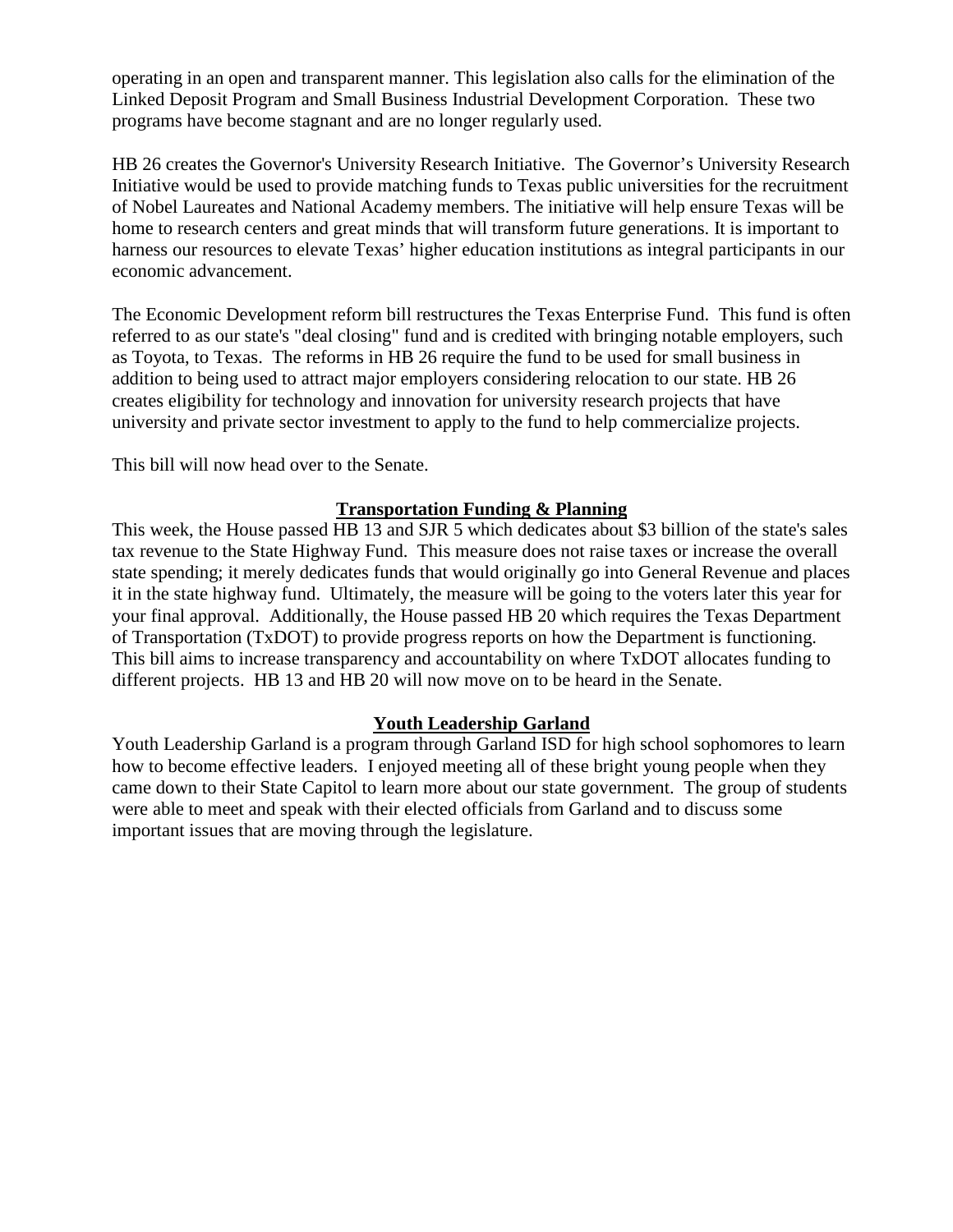operating in an open and transparent manner. This legislation also calls for the elimination of the Linked Deposit Program and Small Business Industrial Development Corporation. These two programs have become stagnant and are no longer regularly used.

HB 26 creates the Governor's University Research Initiative. The Governor's University Research Initiative would be used to provide matching funds to Texas public universities for the recruitment of Nobel Laureates and National Academy members. The initiative will help ensure Texas will be home to research centers and great minds that will transform future generations. It is important to harness our resources to elevate Texas' higher education institutions as integral participants in our economic advancement.

The Economic Development reform bill restructures the Texas Enterprise Fund. This fund is often referred to as our state's "deal closing" fund and is credited with bringing notable employers, such as Toyota, to Texas. The reforms in HB 26 require the fund to be used for small business in addition to being used to attract major employers considering relocation to our state. HB 26 creates eligibility for technology and innovation for university research projects that have university and private sector investment to apply to the fund to help commercialize projects.

This bill will now head over to the Senate.

## **Transportation Funding & Planning**

This week, the House passed HB 13 and SJR 5 which dedicates about $3 billion of the state's sales tax revenue to the State Highway Fund. This measure does not raise taxes or increase the overall state spending; it merely dedicates funds that would originally go into General Revenue and places it in the state highway fund. Ultimately, the measure will be going to the voters later this year for your final approval. Additionally, the House passed HB 20 which requires the Texas Department of Transportation (TxDOT) to provide progress reports on how the Department is functioning. This bill aims to increase transparency and accountability on where TxDOT allocates funding to different projects. HB 13 and HB 20 will now move on to be heard in the Senate.

## **Youth Leadership Garland**

Youth Leadership Garland is a program through Garland ISD for high school sophomores to learn how to become effective leaders. I enjoyed meeting all of these bright young people when they came down to their State Capitol to learn more about our state government. The group of students were able to meet and speak with their elected officials from Garland and to discuss some important issues that are moving through the legislature.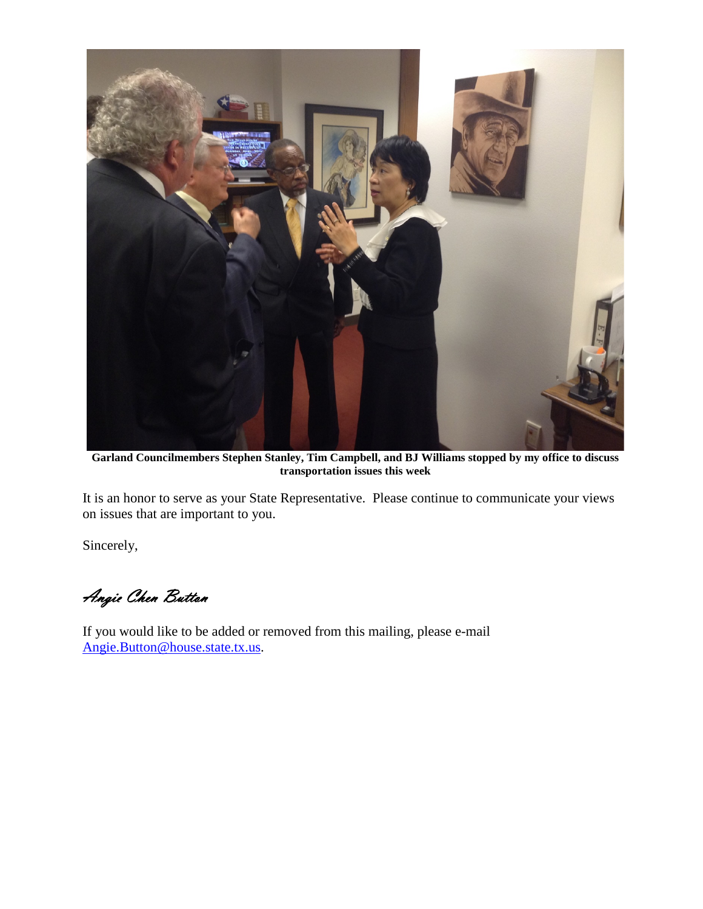**Garland Councilmembers Stephen Stanley, Tim Campbell, and BJ Williams stopped by my office to discuss transportation issues this week**

It is an honor to serve as your State Representative. Please continue to communicate your views on issues that are important to you.

Sincerely,

*Angie Chen Button*

If you would like to be added or removed from this mailing, please e-mail [Angie.Button@house.state.tx.us](mailto:Angie.Button@house.state.tx.us).